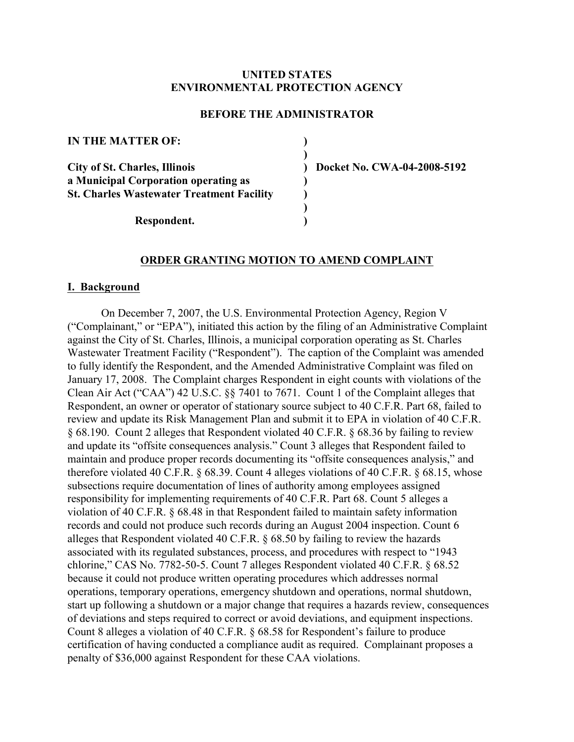**UNITED STATES**
**ENVIRONMENTAL PROTECTION AGENCY**

**BEFORE THE ADMINISTRATOR**

| | | |
|---|---|---|
| **IN THE MATTER OF:** | **)** | |
| | **)** | |
| **City of St. Charles, Illinois** | **)** | **Docket No. CWA-04-2008-5192** |
| **a Municipal Corporation operating as** | **)** | |
| **St. Charles Wastewater Treatment Facility** | **)** | |
| | **)** | |
| **Respondent.** | **)** | |

## ORDER GRANTING MOTION TO AMEND COMPLAINT

### I. Background

On December 7, 2007, the U.S. Environmental Protection Agency, Region V ("Complainant," or "EPA"), initiated this action by the filing of an Administrative Complaint against the City of St. Charles, Illinois, a municipal corporation operating as St. Charles Wastewater Treatment Facility ("Respondent"). The caption of the Complaint was amended to fully identify the Respondent, and the Amended Administrative Complaint was filed on January 17, 2008. The Complaint charges Respondent in eight counts with violations of the Clean Air Act ("CAA") 42 U.S.C. §§ 7401 to 7671. Count 1 of the Complaint alleges that Respondent, an owner or operator of stationary source subject to 40 C.F.R. Part 68, failed to review and update its Risk Management Plan and submit it to EPA in violation of 40 C.F.R. § 68.190. Count 2 alleges that Respondent violated 40 C.F.R. § 68.36 by failing to review and update its "offsite consequences analysis." Count 3 alleges that Respondent failed to maintain and produce proper records documenting its "offsite consequences analysis," and therefore violated 40 C.F.R. § 68.39. Count 4 alleges violations of 40 C.F.R. § 68.15, whose subsections require documentation of lines of authority among employees assigned responsibility for implementing requirements of 40 C.F.R. Part 68. Count 5 alleges a violation of 40 C.F.R. § 68.48 in that Respondent failed to maintain safety information records and could not produce such records during an August 2004 inspection. Count 6 alleges that Respondent violated 40 C.F.R. § 68.50 by failing to review the hazards associated with its regulated substances, process, and procedures with respect to "1943 chlorine," CAS No. 7782-50-5. Count 7 alleges Respondent violated 40 C.F.R. § 68.52 because it could not produce written operating procedures which addresses normal operations, temporary operations, emergency shutdown and operations, normal shutdown, start up following a shutdown or a major change that requires a hazards review, consequences of deviations and steps required to correct or avoid deviations, and equipment inspections. Count 8 alleges a violation of 40 C.F.R. § 68.58 for Respondent's failure to produce certification of having conducted a compliance audit as required. Complainant proposes a penalty of $36,000 against Respondent for these CAA violations.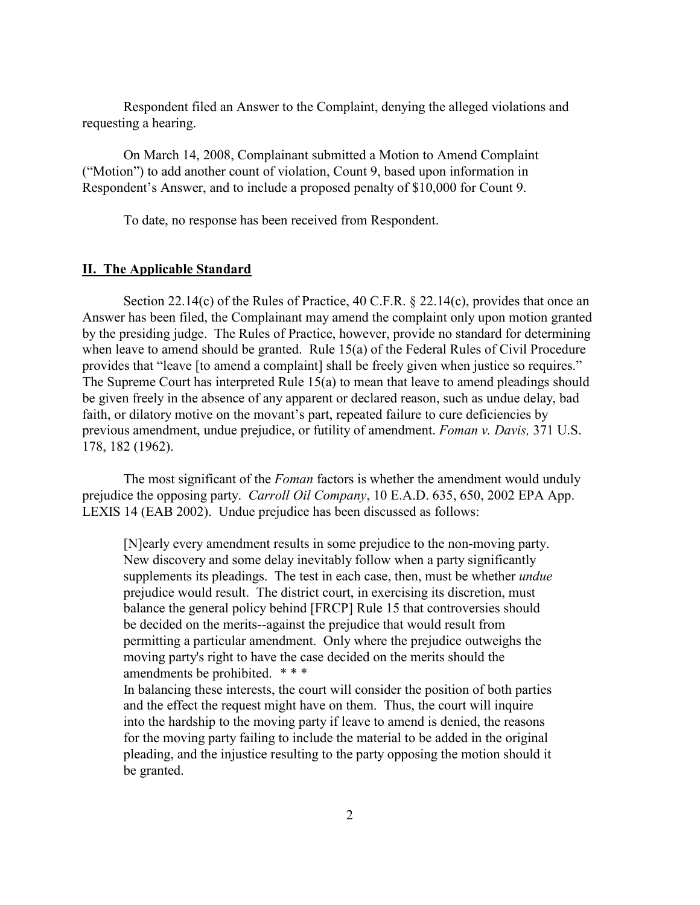Respondent filed an Answer to the Complaint, denying the alleged violations and requesting a hearing.

On March 14, 2008, Complainant submitted a Motion to Amend Complaint ("Motion") to add another count of violation, Count 9, based upon information in Respondent's Answer, and to include a proposed penalty of $10,000 for Count 9.

To date, no response has been received from Respondent.

## **II. The Applicable Standard**

Section 22.14(c) of the Rules of Practice, 40 C.F.R. § 22.14(c), provides that once an Answer has been filed, the Complainant may amend the complaint only upon motion granted by the presiding judge. The Rules of Practice, however, provide no standard for determining when leave to amend should be granted. Rule 15(a) of the Federal Rules of Civil Procedure provides that "leave [to amend a complaint] shall be freely given when justice so requires." The Supreme Court has interpreted Rule 15(a) to mean that leave to amend pleadings should be given freely in the absence of any apparent or declared reason, such as undue delay, bad faith, or dilatory motive on the movant's part, repeated failure to cure deficiencies by previous amendment, undue prejudice, or futility of amendment. *Foman v. Davis,* 371 U.S. 178, 182 (1962).

The most significant of the *Foman* factors is whether the amendment would unduly prejudice the opposing party. *Carroll Oil Company*, 10 E.A.D. 635, 650, 2002 EPA App. LEXIS 14 (EAB 2002). Undue prejudice has been discussed as follows:

> [N]early every amendment results in some prejudice to the non-moving party. New discovery and some delay inevitably follow when a party significantly supplements its pleadings. The test in each case, then, must be whether *undue* prejudice would result. The district court, in exercising its discretion, must balance the general policy behind [FRCP] Rule 15 that controversies should be decided on the merits--against the prejudice that would result from permitting a particular amendment. Only where the prejudice outweighs the moving party's right to have the case decided on the merits should the amendments be prohibited. * * *
>
> In balancing these interests, the court will consider the position of both parties and the effect the request might have on them. Thus, the court will inquire into the hardship to the moving party if leave to amend is denied, the reasons for the moving party failing to include the material to be added in the original pleading, and the injustice resulting to the party opposing the motion should it be granted.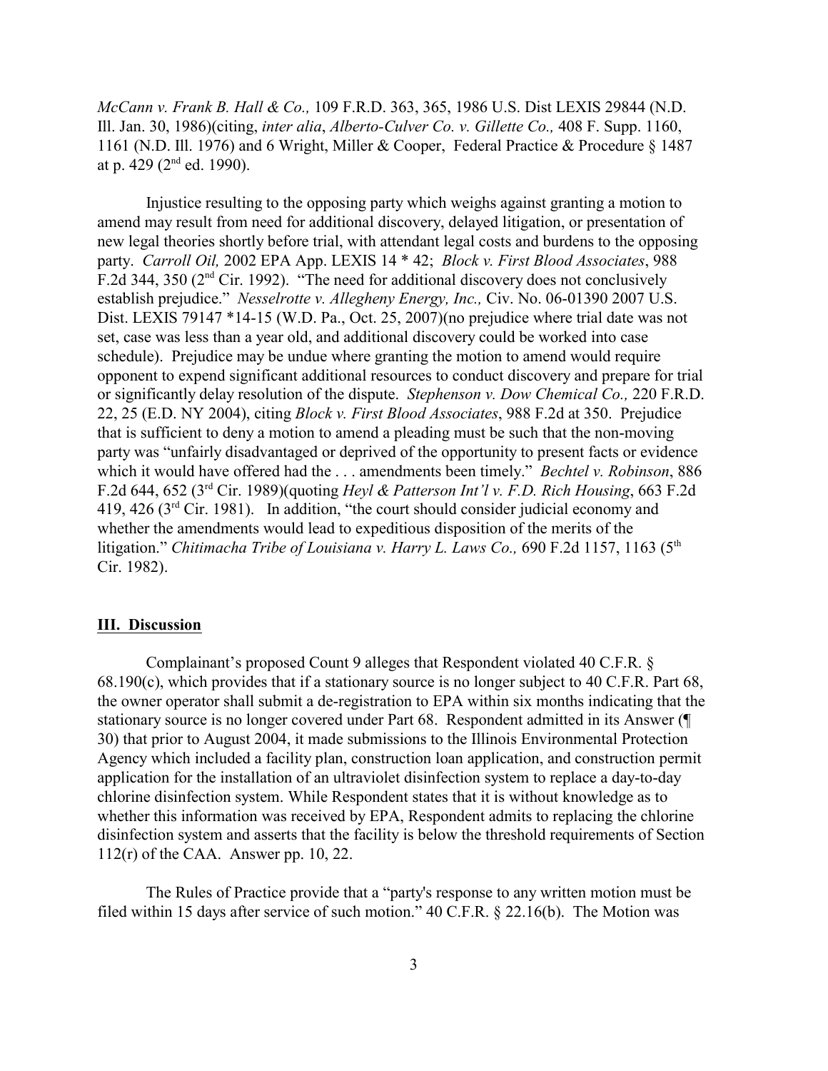*McCann v. Frank B. Hall & Co.,* 109 F.R.D. 363, 365, 1986 U.S. Dist LEXIS 29844 (N.D. Ill. Jan. 30, 1986)(citing, *inter alia*, *Alberto-Culver Co. v. Gillette Co.,* 408 F. Supp. 1160, 1161 (N.D. Ill. 1976) and 6 Wright, Miller & Cooper, Federal Practice & Procedure § 1487 at p. 429 (2nd ed. 1990).

Injustice resulting to the opposing party which weighs against granting a motion to amend may result from need for additional discovery, delayed litigation, or presentation of new legal theories shortly before trial, with attendant legal costs and burdens to the opposing party. *Carroll Oil,* 2002 EPA App. LEXIS 14 * 42; *Block v. First Blood Associates*, 988 F.2d 344, 350 (2nd Cir. 1992). "The need for additional discovery does not conclusively establish prejudice." *Nesselrotte v. Allegheny Energy, Inc.,* Civ. No. 06-01390 2007 U.S. Dist. LEXIS 79147 *14-15 (W.D. Pa., Oct. 25, 2007)(no prejudice where trial date was not set, case was less than a year old, and additional discovery could be worked into case schedule). Prejudice may be undue where granting the motion to amend would require opponent to expend significant additional resources to conduct discovery and prepare for trial or significantly delay resolution of the dispute. *Stephenson v. Dow Chemical Co.,* 220 F.R.D. 22, 25 (E.D. NY 2004), citing *Block v. First Blood Associates*, 988 F.2d at 350. Prejudice that is sufficient to deny a motion to amend a pleading must be such that the non-moving party was "unfairly disadvantaged or deprived of the opportunity to present facts or evidence which it would have offered had the . . . amendments been timely." *Bechtel v. Robinson*, 886 F.2d 644, 652 (3rd Cir. 1989)(quoting *Heyl & Patterson Int'l v. F.D. Rich Housing*, 663 F.2d 419, 426 (3rd Cir. 1981). In addition, "the court should consider judicial economy and whether the amendments would lead to expeditious disposition of the merits of the litigation." *Chitimacha Tribe of Louisiana v. Harry L. Laws Co.,* 690 F.2d 1157, 1163 (5th Cir. 1982).

## III. Discussion

Complainant's proposed Count 9 alleges that Respondent violated 40 C.F.R. § 68.190(c), which provides that if a stationary source is no longer subject to 40 C.F.R. Part 68, the owner operator shall submit a de-registration to EPA within six months indicating that the stationary source is no longer covered under Part 68. Respondent admitted in its Answer (¶ 30) that prior to August 2004, it made submissions to the Illinois Environmental Protection Agency which included a facility plan, construction loan application, and construction permit application for the installation of an ultraviolet disinfection system to replace a day-to-day chlorine disinfection system. While Respondent states that it is without knowledge as to whether this information was received by EPA, Respondent admits to replacing the chlorine disinfection system and asserts that the facility is below the threshold requirements of Section 112(r) of the CAA. Answer pp. 10, 22.

The Rules of Practice provide that a "party's response to any written motion must be filed within 15 days after service of such motion." 40 C.F.R. § 22.16(b). The Motion was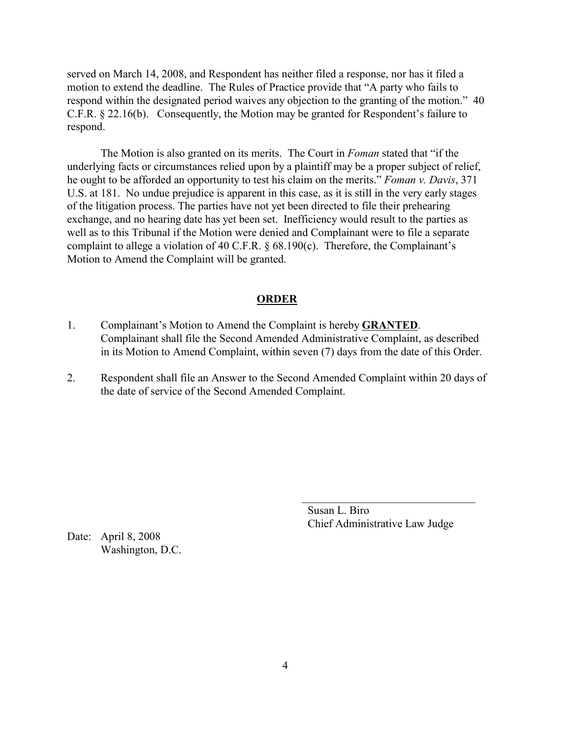served on March 14, 2008, and Respondent has neither filed a response, nor has it filed a motion to extend the deadline. The Rules of Practice provide that "A party who fails to respond within the designated period waives any objection to the granting of the motion." 40 C.F.R. § 22.16(b). Consequently, the Motion may be granted for Respondent's failure to respond.

The Motion is also granted on its merits. The Court in *Foman* stated that "if the underlying facts or circumstances relied upon by a plaintiff may be a proper subject of relief, he ought to be afforded an opportunity to test his claim on the merits." *Foman v. Davis*, 371 U.S. at 181. No undue prejudice is apparent in this case, as it is still in the very early stages of the litigation process. The parties have not yet been directed to file their prehearing exchange, and no hearing date has yet been set. Inefficiency would result to the parties as well as to this Tribunal if the Motion were denied and Complainant were to file a separate complaint to allege a violation of 40 C.F.R. § 68.190(c). Therefore, the Complainant's Motion to Amend the Complaint will be granted.

## ORDER

1. Complainant's Motion to Amend the Complaint is hereby **GRANTED**. Complainant shall file the Second Amended Administrative Complaint, as described in its Motion to Amend Complaint, within seven (7) days from the date of this Order.

2. Respondent shall file an Answer to the Second Amended Complaint within 20 days of the date of service of the Second Amended Complaint.

Susan L. Biro
Chief Administrative Law Judge

Date: April 8, 2008
Washington, D.C.